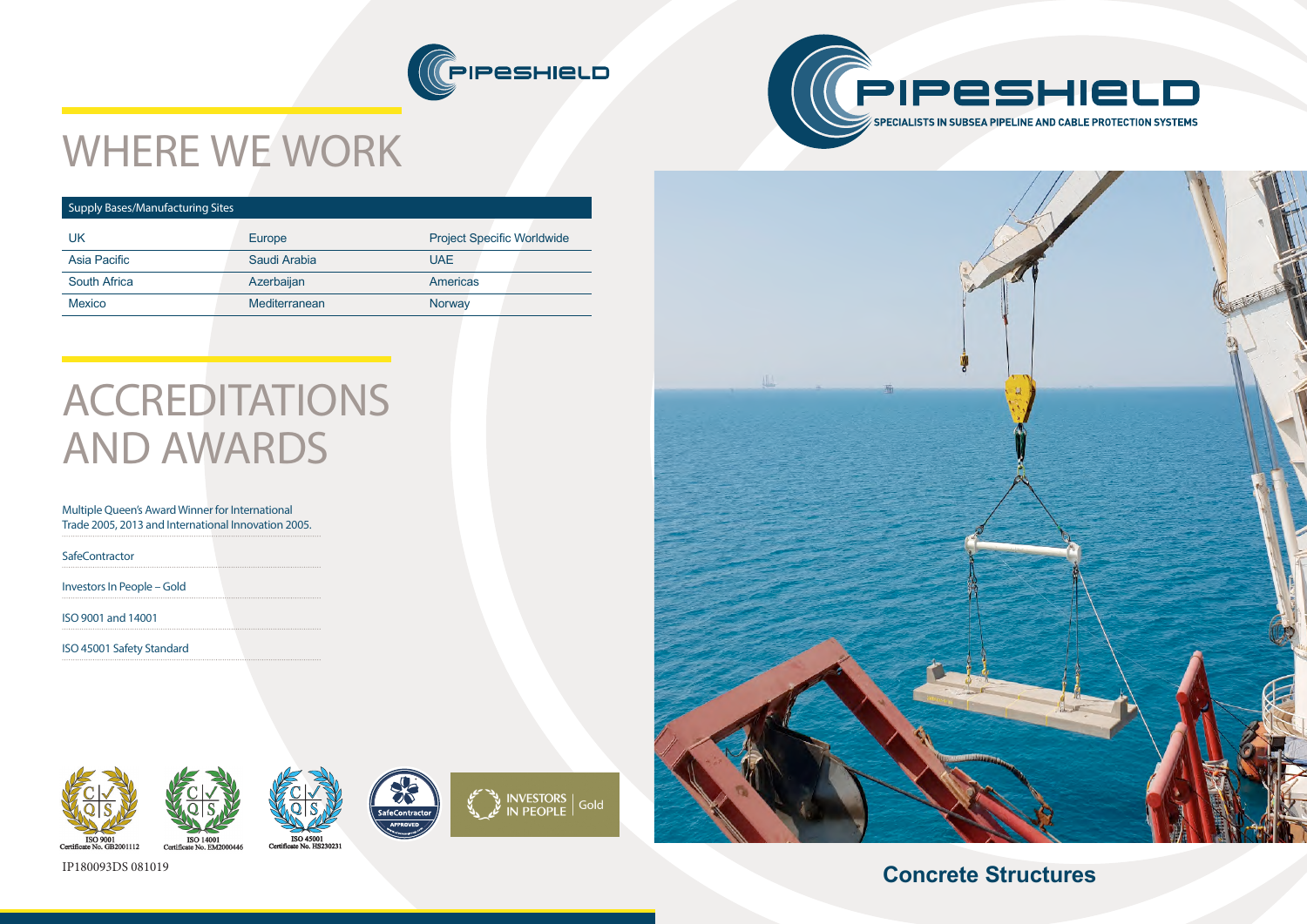PIPESHIELD

# WHERE WE WORK

| Supply Bases/Manufacturing Sites | | |
|---|---|---|
| UK | Europe | Project Specific Worldwide |
| Asia Pacific | Saudi Arabia | UAE |
| South Africa | Azerbaijan | Americas |
| Mexico | Mediterranean | Norway |

# ACCREDITATIONS AND AWARDS

Multiple Queen's Award Winner for International Trade 2005, 2013 and International Innovation 2005.

SafeContractor

Investors In People – Gold

ISO 9001 and 14001

ISO 45001 Safety Standard

ISO 9001 Certificate No. GB2001112

ISO 14001 Certificate No. EM2000446

ISO 45001 Certificate No. HS230231

SafeContractor APPROVED

INVESTORS IN PEOPLE | Gold

IP180093DS 081019

PIPESHIELD

SPECIALISTS IN SUBSEA PIPELINE AND CABLE PROTECTION SYSTEMS

## Concrete Structures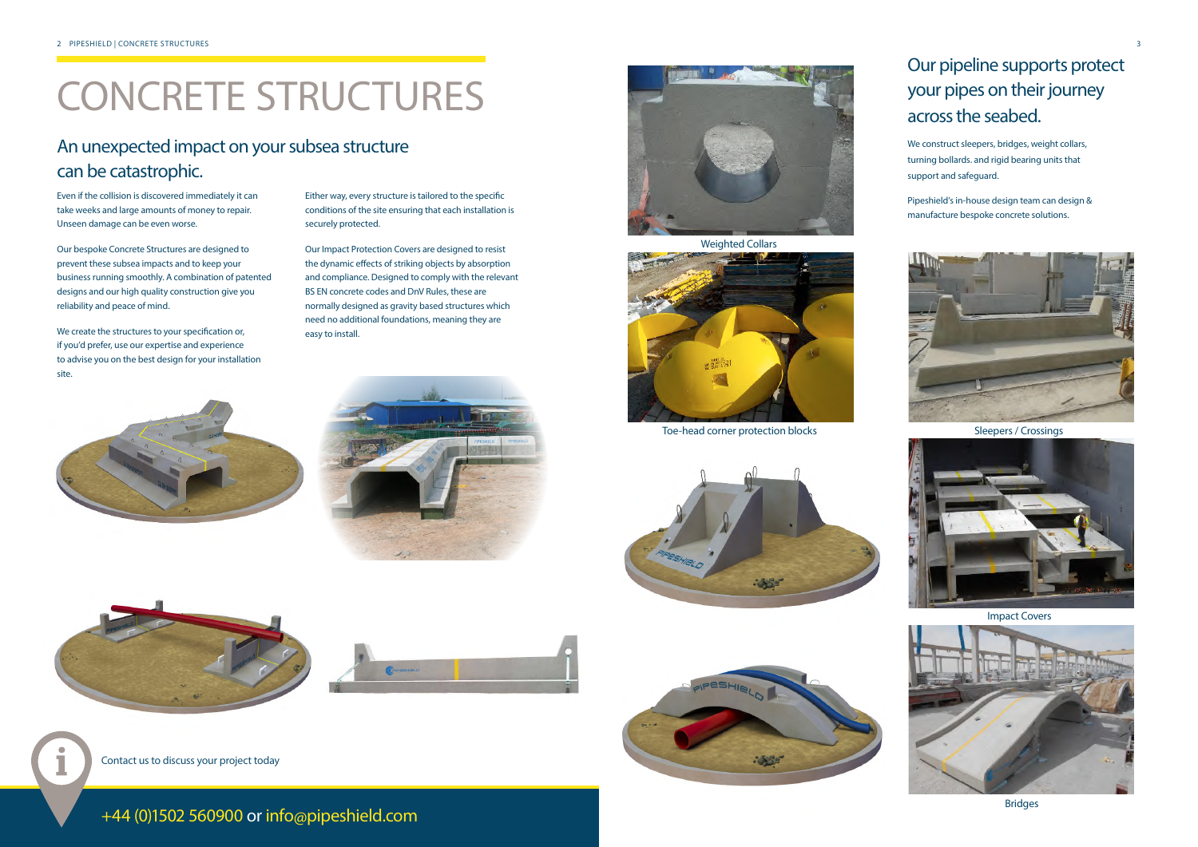# CONCRETE STRUCTURES

## An unexpected impact on your subsea structure can be catastrophic.

Even if the collision is discovered immediately it can take weeks and large amounts of money to repair. Unseen damage can be even worse.

Our bespoke Concrete Structures are designed to prevent these subsea impacts and to keep your business running smoothly. A combination of patented designs and our high quality construction give you reliability and peace of mind.

We create the structures to your specification or, if you'd prefer, use our expertise and experience to advise you on the best design for your installation site.

Either way, every structure is tailored to the specific conditions of the site ensuring that each installation is securely protected.

Our Impact Protection Covers are designed to resist the dynamic effects of striking objects by absorption and compliance. Designed to comply with the relevant BS EN concrete codes and DnV Rules, these are normally designed as gravity based structures which need no additional foundations, meaning they are easy to install.

Weighted Collars

Toe-head corner protection blocks

## Our pipeline supports protect your pipes on their journey across the seabed.

We construct sleepers, bridges, weight collars, turning bollards. and rigid bearing units that support and safeguard.

Pipeshield's in-house design team can design & manufacture bespoke concrete solutions.

Sleepers / Crossings

Impact Covers

Bridges

Contact us to discuss your project today

+44 (0)1502 560900 or info@pipeshield.com